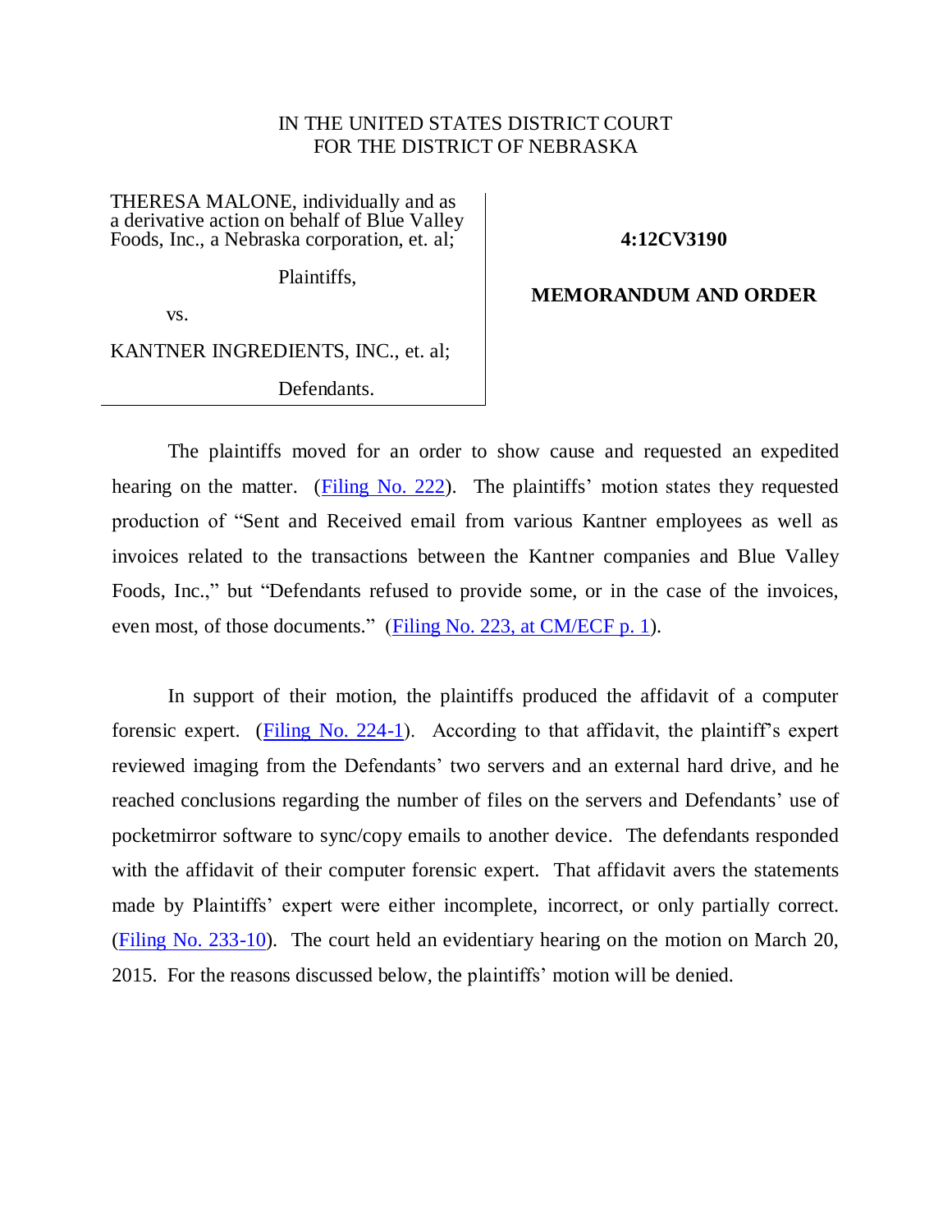IN THE UNITED STATES DISTRICT COURT
FOR THE DISTRICT OF NEBRASKA

| | |
|---|---|
| THERESA MALONE, individually and as a derivative action on behalf of Blue Valley Foods, Inc., a Nebraska corporation, et. al;<br><br>Plaintiffs,<br><br>vs.<br><br>KANTNER INGREDIENTS, INC., et. al;<br><br>Defendants. | **4:12CV3190**<br><br>**MEMORANDUM AND ORDER** |

The plaintiffs moved for an order to show cause and requested an expedited hearing on the matter. (Filing No. 222). The plaintiffs' motion states they requested production of "Sent and Received email from various Kantner employees as well as invoices related to the transactions between the Kantner companies and Blue Valley Foods, Inc.," but "Defendants refused to provide some, or in the case of the invoices, even most, of those documents." (Filing No. 223, at CM/ECF p. 1).

In support of their motion, the plaintiffs produced the affidavit of a computer forensic expert. (Filing No. 224-1). According to that affidavit, the plaintiff's expert reviewed imaging from the Defendants' two servers and an external hard drive, and he reached conclusions regarding the number of files on the servers and Defendants' use of pocketmirror software to sync/copy emails to another device. The defendants responded with the affidavit of their computer forensic expert. That affidavit avers the statements made by Plaintiffs' expert were either incomplete, incorrect, or only partially correct. (Filing No. 233-10). The court held an evidentiary hearing on the motion on March 20, 2015. For the reasons discussed below, the plaintiffs' motion will be denied.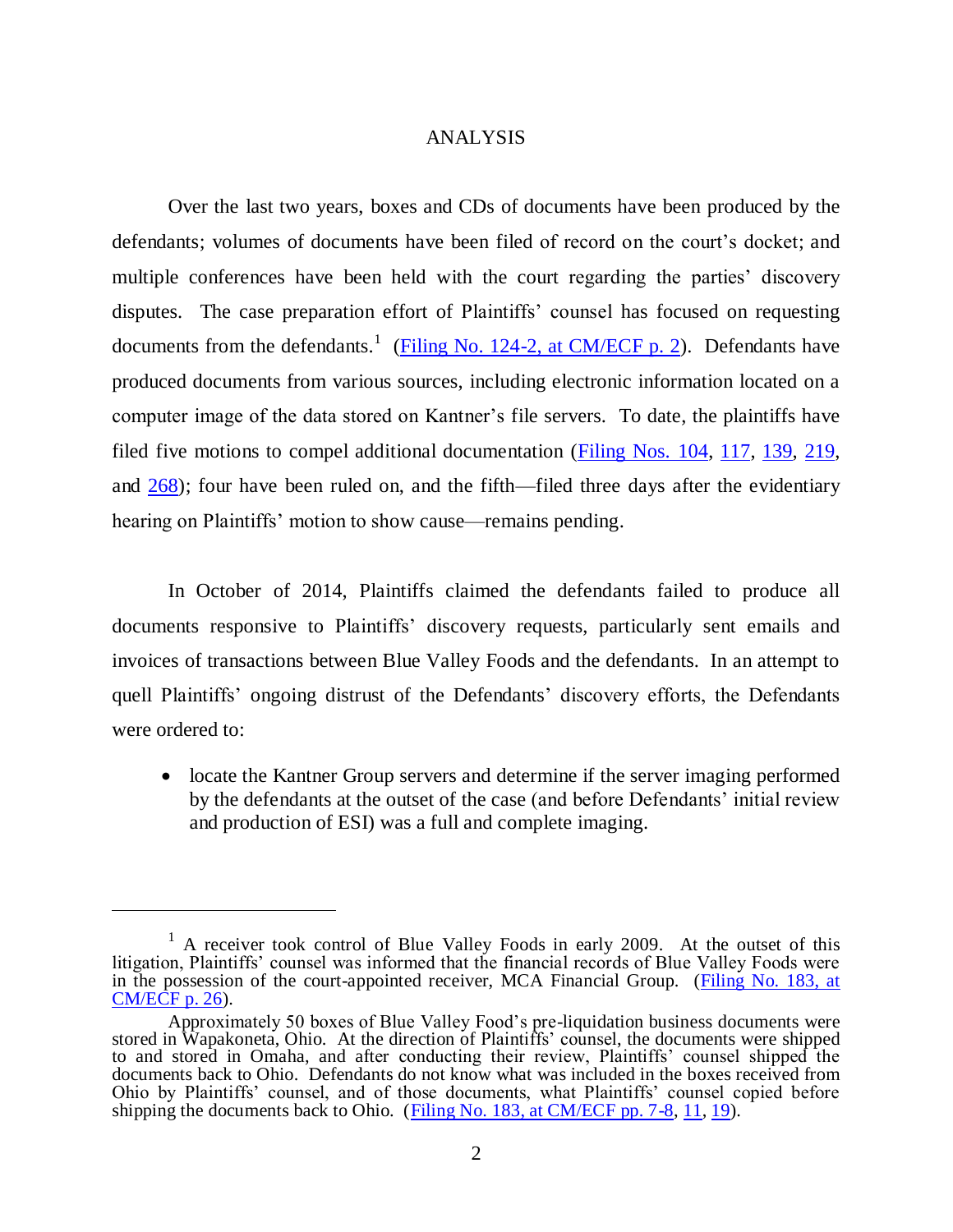## ANALYSIS

Over the last two years, boxes and CDs of documents have been produced by the defendants; volumes of documents have been filed of record on the court's docket; and multiple conferences have been held with the court regarding the parties' discovery disputes. The case preparation effort of Plaintiffs' counsel has focused on requesting documents from the defendants.[1] (Filing No. 124-2, at CM/ECF p. 2). Defendants have produced documents from various sources, including electronic information located on a computer image of the data stored on Kantner's file servers. To date, the plaintiffs have filed five motions to compel additional documentation (Filing Nos. 104, 117, 139, 219, and 268); four have been ruled on, and the fifth—filed three days after the evidentiary hearing on Plaintiffs' motion to show cause—remains pending.

In October of 2014, Plaintiffs claimed the defendants failed to produce all documents responsive to Plaintiffs' discovery requests, particularly sent emails and invoices of transactions between Blue Valley Foods and the defendants. In an attempt to quell Plaintiffs' ongoing distrust of the Defendants' discovery efforts, the Defendants were ordered to:

- locate the Kantner Group servers and determine if the server imaging performed by the defendants at the outset of the case (and before Defendants' initial review and production of ESI) was a full and complete imaging.

---

[1] A receiver took control of Blue Valley Foods in early 2009. At the outset of this litigation, Plaintiffs' counsel was informed that the financial records of Blue Valley Foods were in the possession of the court-appointed receiver, MCA Financial Group. (Filing No. 183, at CM/ECF p. 26).

Approximately 50 boxes of Blue Valley Food's pre-liquidation business documents were stored in Wapakoneta, Ohio. At the direction of Plaintiffs' counsel, the documents were shipped to and stored in Omaha, and after conducting their review, Plaintiffs' counsel shipped the documents back to Ohio. Defendants do not know what was included in the boxes received from Ohio by Plaintiffs' counsel, and of those documents, what Plaintiffs' counsel copied before shipping the documents back to Ohio. (Filing No. 183, at CM/ECF pp. 7-8, 11, 19).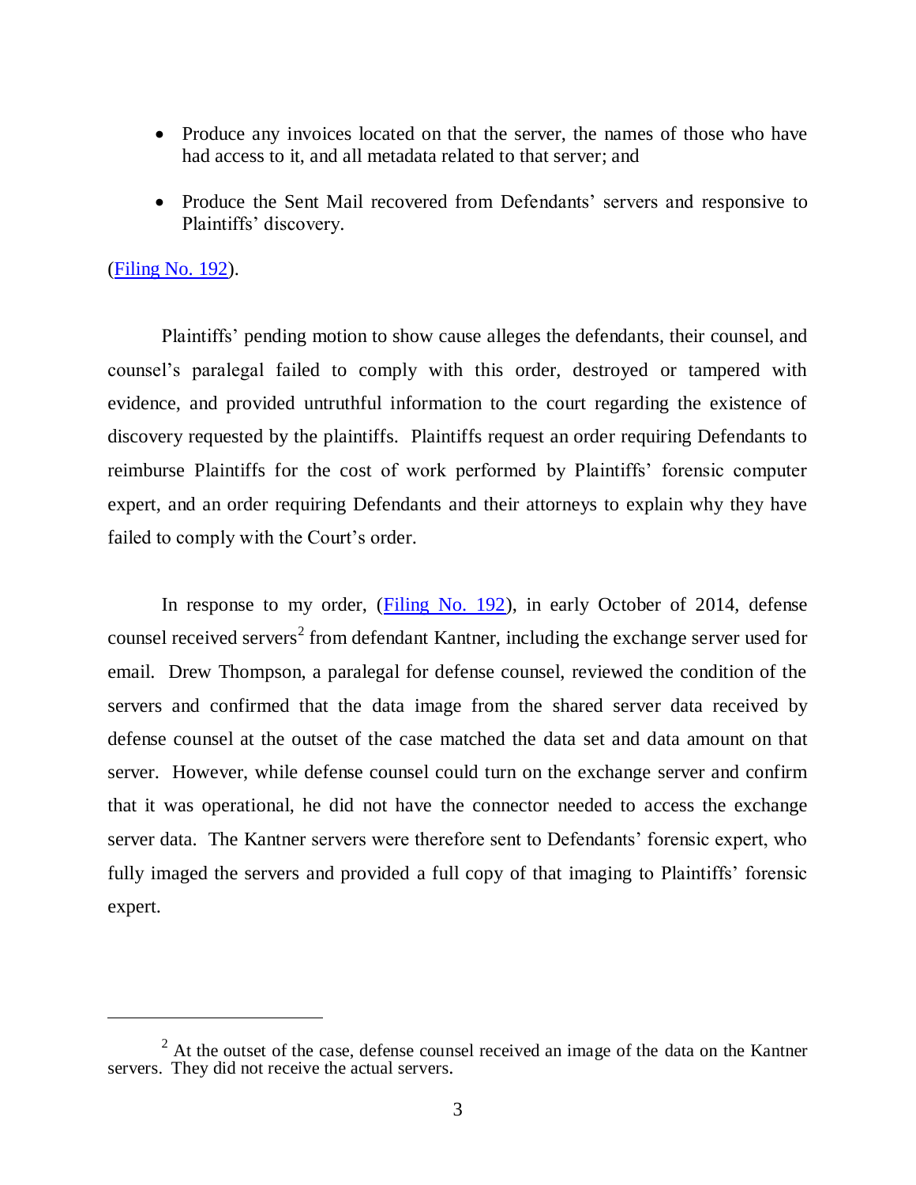- Produce any invoices located on that the server, the names of those who have had access to it, and all metadata related to that server; and
- Produce the Sent Mail recovered from Defendants' servers and responsive to Plaintiffs' discovery.

(Filing No. 192).

Plaintiffs' pending motion to show cause alleges the defendants, their counsel, and counsel's paralegal failed to comply with this order, destroyed or tampered with evidence, and provided untruthful information to the court regarding the existence of discovery requested by the plaintiffs. Plaintiffs request an order requiring Defendants to reimburse Plaintiffs for the cost of work performed by Plaintiffs' forensic computer expert, and an order requiring Defendants and their attorneys to explain why they have failed to comply with the Court's order.

In response to my order, (Filing No. 192), in early October of 2014, defense counsel received servers[2] from defendant Kantner, including the exchange server used for email. Drew Thompson, a paralegal for defense counsel, reviewed the condition of the servers and confirmed that the data image from the shared server data received by defense counsel at the outset of the case matched the data set and data amount on that server. However, while defense counsel could turn on the exchange server and confirm that it was operational, he did not have the connector needed to access the exchange server data. The Kantner servers were therefore sent to Defendants' forensic expert, who fully imaged the servers and provided a full copy of that imaging to Plaintiffs' forensic expert.

[2] At the outset of the case, defense counsel received an image of the data on the Kantner servers. They did not receive the actual servers.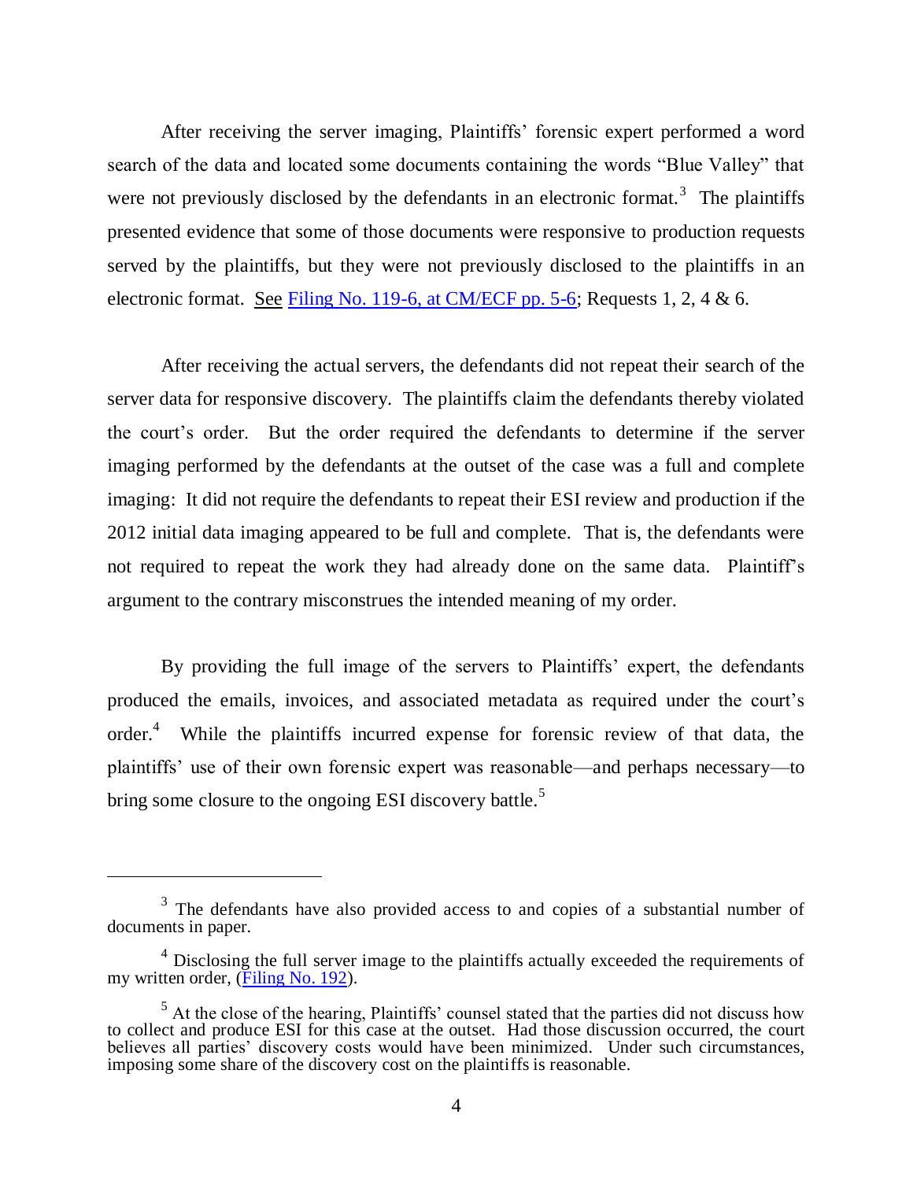After receiving the server imaging, Plaintiffs' forensic expert performed a word search of the data and located some documents containing the words "Blue Valley" that were not previously disclosed by the defendants in an electronic format.[3] The plaintiffs presented evidence that some of those documents were responsive to production requests served by the plaintiffs, but they were not previously disclosed to the plaintiffs in an electronic format. See Filing No. 119-6, at CM/ECF pp. 5-6; Requests 1, 2, 4 & 6.

After receiving the actual servers, the defendants did not repeat their search of the server data for responsive discovery. The plaintiffs claim the defendants thereby violated the court's order. But the order required the defendants to determine if the server imaging performed by the defendants at the outset of the case was a full and complete imaging: It did not require the defendants to repeat their ESI review and production if the 2012 initial data imaging appeared to be full and complete. That is, the defendants were not required to repeat the work they had already done on the same data. Plaintiff's argument to the contrary misconstrues the intended meaning of my order.

By providing the full image of the servers to Plaintiffs' expert, the defendants produced the emails, invoices, and associated metadata as required under the court's order.[4] While the plaintiffs incurred expense for forensic review of that data, the plaintiffs' use of their own forensic expert was reasonable—and perhaps necessary—to bring some closure to the ongoing ESI discovery battle.[5]

---

[3] The defendants have also provided access to and copies of a substantial number of documents in paper.

[4] Disclosing the full server image to the plaintiffs actually exceeded the requirements of my written order, (Filing No. 192).

[5] At the close of the hearing, Plaintiffs' counsel stated that the parties did not discuss how to collect and produce ESI for this case at the outset. Had those discussion occurred, the court believes all parties' discovery costs would have been minimized. Under such circumstances, imposing some share of the discovery cost on the plaintiffs is reasonable.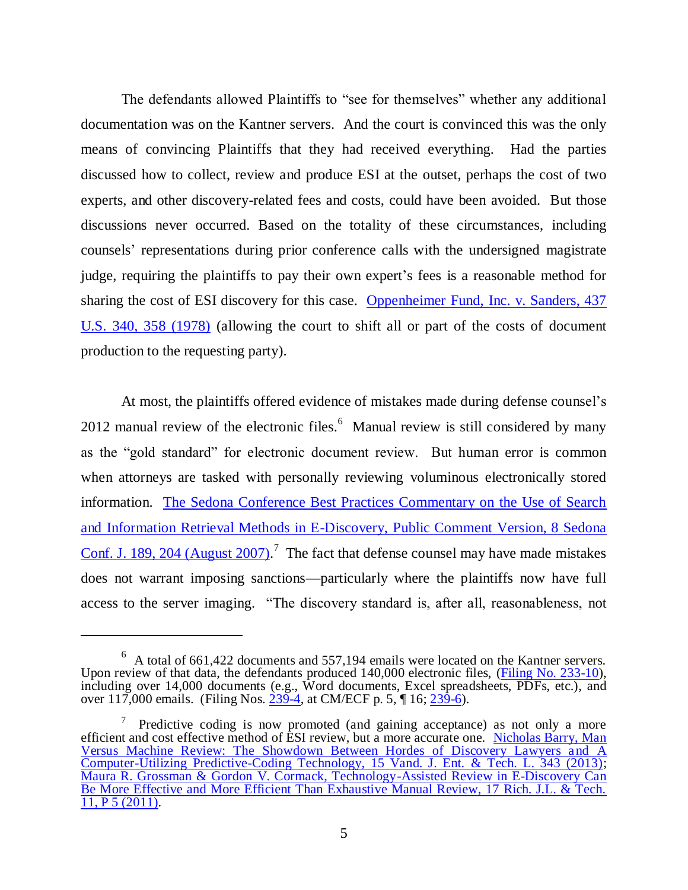The defendants allowed Plaintiffs to "see for themselves" whether any additional documentation was on the Kantner servers. And the court is convinced this was the only means of convincing Plaintiffs that they had received everything. Had the parties discussed how to collect, review and produce ESI at the outset, perhaps the cost of two experts, and other discovery-related fees and costs, could have been avoided. But those discussions never occurred. Based on the totality of these circumstances, including counsels' representations during prior conference calls with the undersigned magistrate judge, requiring the plaintiffs to pay their own expert's fees is a reasonable method for sharing the cost of ESI discovery for this case. Oppenheimer Fund, Inc. v. Sanders, 437 U.S. 340, 358 (1978) (allowing the court to shift all or part of the costs of document production to the requesting party).

At most, the plaintiffs offered evidence of mistakes made during defense counsel's 2012 manual review of the electronic files.[6] Manual review is still considered by many as the "gold standard" for electronic document review. But human error is common when attorneys are tasked with personally reviewing voluminous electronically stored information. The Sedona Conference Best Practices Commentary on the Use of Search and Information Retrieval Methods in E-Discovery, Public Comment Version, 8 Sedona Conf. J. 189, 204 (August 2007).[7] The fact that defense counsel may have made mistakes does not warrant imposing sanctions—particularly where the plaintiffs now have full access to the server imaging. "The discovery standard is, after all, reasonableness, not

---

[6] A total of 661,422 documents and 557,194 emails were located on the Kantner servers. Upon review of that data, the defendants produced 140,000 electronic files, (Filing No. 233-10), including over 14,000 documents (e.g., Word documents, Excel spreadsheets, PDFs, etc.), and over 117,000 emails. (Filing Nos. 239-4, at CM/ECF p. 5, ¶ 16; 239-6).

[7] Predictive coding is now promoted (and gaining acceptance) as not only a more efficient and cost effective method of ESI review, but a more accurate one. Nicholas Barry, Man Versus Machine Review: The Showdown Between Hordes of Discovery Lawyers and A Computer-Utilizing Predictive-Coding Technology, 15 Vand. J. Ent. & Tech. L. 343 (2013); Maura R. Grossman & Gordon V. Cormack, Technology-Assisted Review in E-Discovery Can Be More Effective and More Efficient Than Exhaustive Manual Review, 17 Rich. J.L. & Tech. 11, P 5 (2011).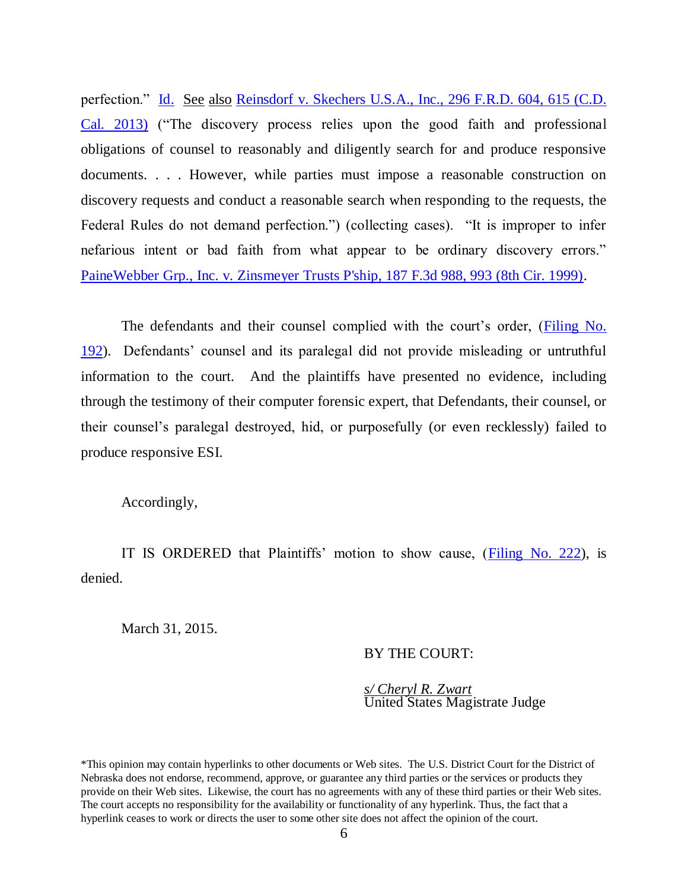perfection." Id. See also Reinsdorf v. Skechers U.S.A., Inc., 296 F.R.D. 604, 615 (C.D. Cal. 2013) ("The discovery process relies upon the good faith and professional obligations of counsel to reasonably and diligently search for and produce responsive documents. . . . However, while parties must impose a reasonable construction on discovery requests and conduct a reasonable search when responding to the requests, the Federal Rules do not demand perfection.") (collecting cases). "It is improper to infer nefarious intent or bad faith from what appear to be ordinary discovery errors." PaineWebber Grp., Inc. v. Zinsmeyer Trusts P'ship, 187 F.3d 988, 993 (8th Cir. 1999).

The defendants and their counsel complied with the court's order, (Filing No. 192). Defendants' counsel and its paralegal did not provide misleading or untruthful information to the court. And the plaintiffs have presented no evidence, including through the testimony of their computer forensic expert, that Defendants, their counsel, or their counsel's paralegal destroyed, hid, or purposefully (or even recklessly) failed to produce responsive ESI.

Accordingly,

IT IS ORDERED that Plaintiffs' motion to show cause, (Filing No. 222), is denied.

March 31, 2015.

BY THE COURT:

*s/ Cheryl R. Zwart*
United States Magistrate Judge

*This opinion may contain hyperlinks to other documents or Web sites. The U.S. District Court for the District of Nebraska does not endorse, recommend, approve, or guarantee any third parties or the services or products they provide on their Web sites. Likewise, the court has no agreements with any of these third parties or their Web sites. The court accepts no responsibility for the availability or functionality of any hyperlink. Thus, the fact that a hyperlink ceases to work or directs the user to some other site does not affect the opinion of the court.